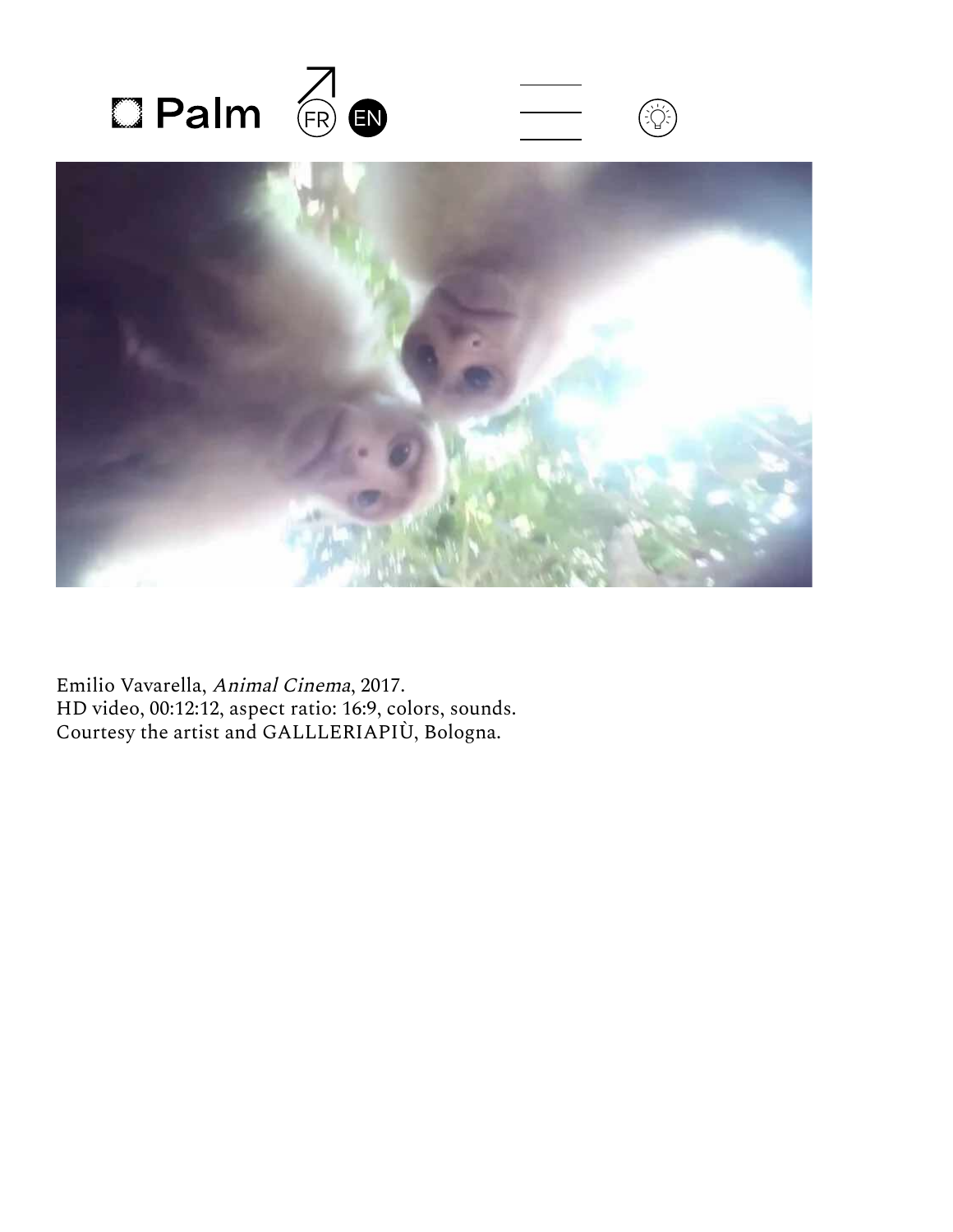Palm FR EN

Emilio Vavarella, *Animal Cinema*, 2017.
HD video, 00:12:12, aspect ratio: 16:9, colors, sounds.
Courtesy the artist and GALLLERIAPIÙ, Bologna.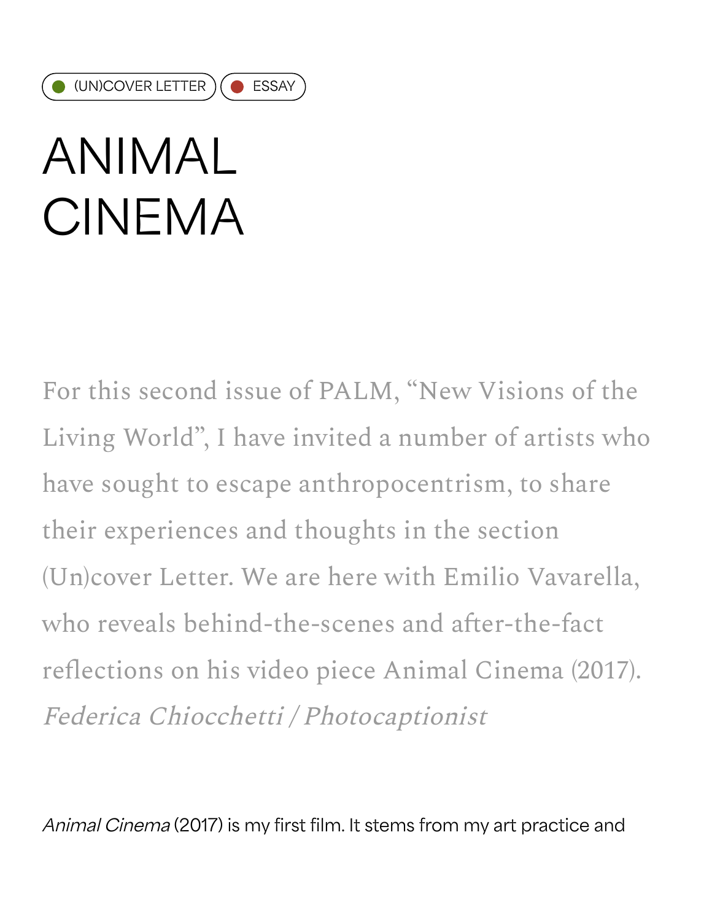(UN)COVER LETTER ESSAY

# ANIMAL CINEMA

For this second issue of PALM, "New Visions of the Living World", I have invited a number of artists who have sought to escape anthropocentrism, to share their experiences and thoughts in the section (Un)cover Letter. We are here with Emilio Vavarella, who reveals behind-the-scenes and after-the-fact reflections on his video piece Animal Cinema (2017).
*Federica Chiocchetti / Photocaptionist*

*Animal Cinema* (2017) is my first film. It stems from my art practice and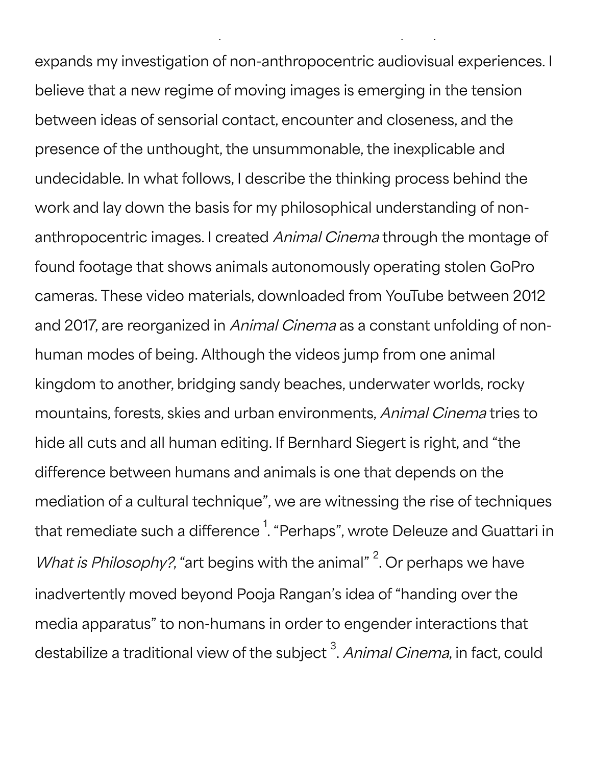expands my investigation of non-anthropocentric audiovisual experiences. I believe that a new regime of moving images is emerging in the tension between ideas of sensorial contact, encounter and closeness, and the presence of the unthought, the unsummonable, the inexplicable and undecidable. In what follows, I describe the thinking process behind the work and lay down the basis for my philosophical understanding of non-anthropocentric images. I created *Animal Cinema* through the montage of found footage that shows animals autonomously operating stolen GoPro cameras. These video materials, downloaded from YouTube between 2012 and 2017, are reorganized in *Animal Cinema* as a constant unfolding of non-human modes of being. Although the videos jump from one animal kingdom to another, bridging sandy beaches, underwater worlds, rocky mountains, forests, skies and urban environments, *Animal Cinema* tries to hide all cuts and all human editing. If Bernhard Siegert is right, and "the difference between humans and animals is one that depends on the mediation of a cultural technique", we are witnessing the rise of techniques that remediate such a difference [1]. "Perhaps", wrote Deleuze and Guattari in *What is Philosophy?*, "art begins with the animal" [2]. Or perhaps we have inadvertently moved beyond Pooja Rangan's idea of "handing over the media apparatus" to non-humans in order to engender interactions that destabilize a traditional view of the subject [3]. *Animal Cinema*, in fact, could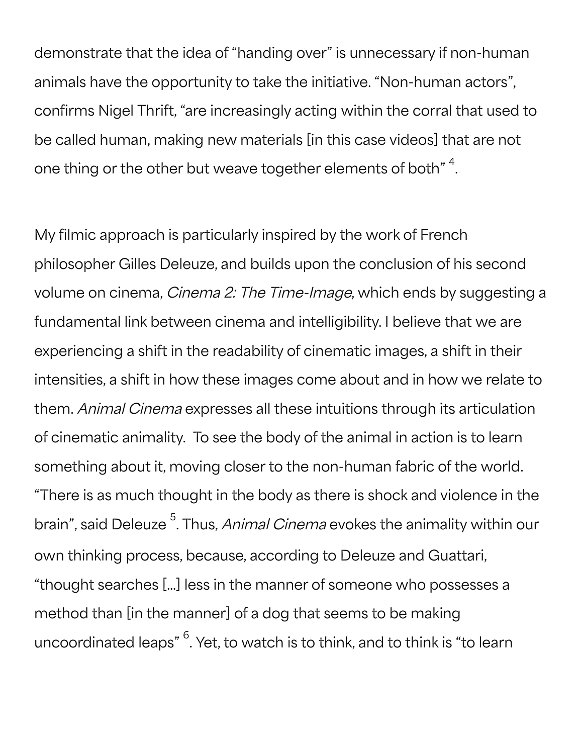demonstrate that the idea of "handing over" is unnecessary if non-human animals have the opportunity to take the initiative. "Non-human actors", confirms Nigel Thrift, "are increasingly acting within the corral that used to be called human, making new materials [in this case videos] that are not one thing or the other but weave together elements of both" [4].

My filmic approach is particularly inspired by the work of French philosopher Gilles Deleuze, and builds upon the conclusion of his second volume on cinema, *Cinema 2: The Time-Image*, which ends by suggesting a fundamental link between cinema and intelligibility. I believe that we are experiencing a shift in the readability of cinematic images, a shift in their intensities, a shift in how these images come about and in how we relate to them. *Animal Cinema* expresses all these intuitions through its articulation of cinematic animality. To see the body of the animal in action is to learn something about it, moving closer to the non-human fabric of the world. "There is as much thought in the body as there is shock and violence in the brain", said Deleuze [5]. Thus, *Animal Cinema* evokes the animality within our own thinking process, because, according to Deleuze and Guattari, "thought searches [...] less in the manner of someone who possesses a method than [in the manner] of a dog that seems to be making uncoordinated leaps" [6]. Yet, to watch is to think, and to think is "to learn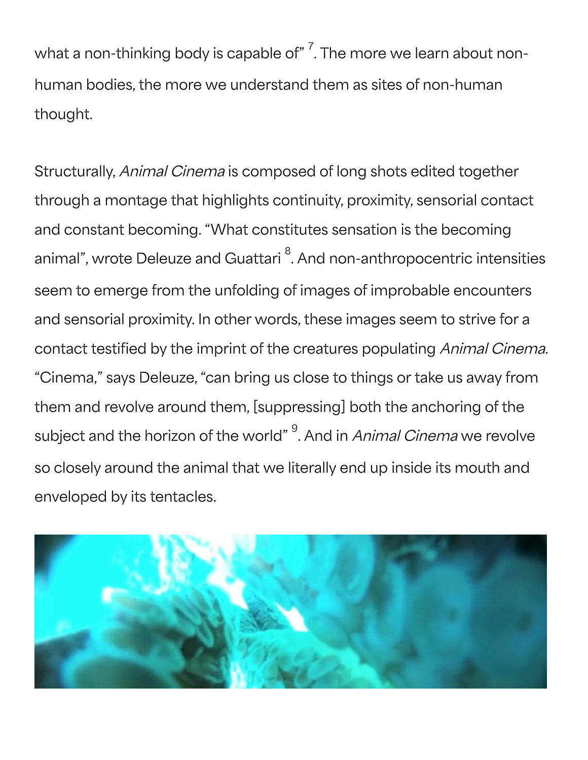what a non-thinking body is capable of" [7]. The more we learn about non-human bodies, the more we understand them as sites of non-human thought.

Structurally, *Animal Cinema* is composed of long shots edited together through a montage that highlights continuity, proximity, sensorial contact and constant becoming. "What constitutes sensation is the becoming animal", wrote Deleuze and Guattari [8]. And non-anthropocentric intensities seem to emerge from the unfolding of images of improbable encounters and sensorial proximity. In other words, these images seem to strive for a contact testified by the imprint of the creatures populating *Animal Cinema*. "Cinema," says Deleuze, "can bring us close to things or take us away from them and revolve around them, [suppressing] both the anchoring of the subject and the horizon of the world" [9]. And in *Animal Cinema* we revolve so closely around the animal that we literally end up inside its mouth and enveloped by its tentacles.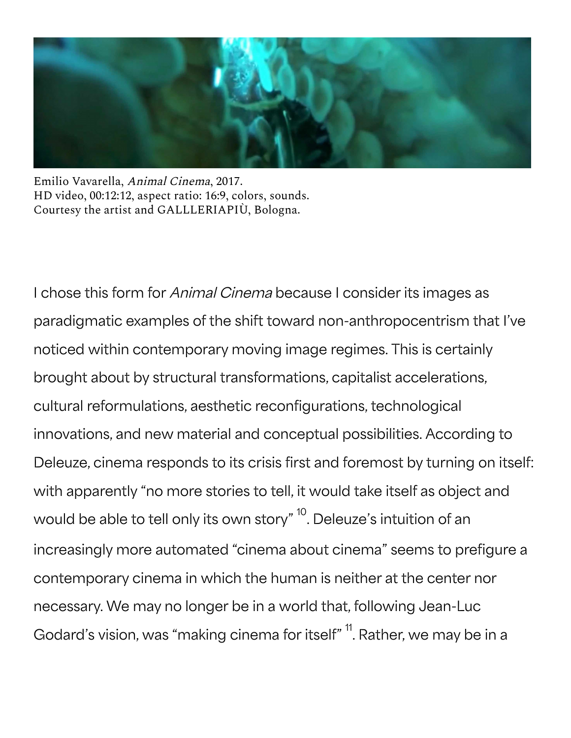Emilio Vavarella, *Animal Cinema*, 2017.
HD video, 00:12:12, aspect ratio: 16:9, colors, sounds.
Courtesy the artist and GALLLERIAPIÙ, Bologna.

I chose this form for *Animal Cinema* because I consider its images as paradigmatic examples of the shift toward non-anthropocentrism that I've noticed within contemporary moving image regimes. This is certainly brought about by structural transformations, capitalist accelerations, cultural reformulations, aesthetic reconfigurations, technological innovations, and new material and conceptual possibilities. According to Deleuze, cinema responds to its crisis first and foremost by turning on itself: with apparently "no more stories to tell, it would take itself as object and would be able to tell only its own story" [10]. Deleuze's intuition of an increasingly more automated "cinema about cinema" seems to prefigure a contemporary cinema in which the human is neither at the center nor necessary. We may no longer be in a world that, following Jean-Luc Godard's vision, was "making cinema for itself" [11]. Rather, we may be in a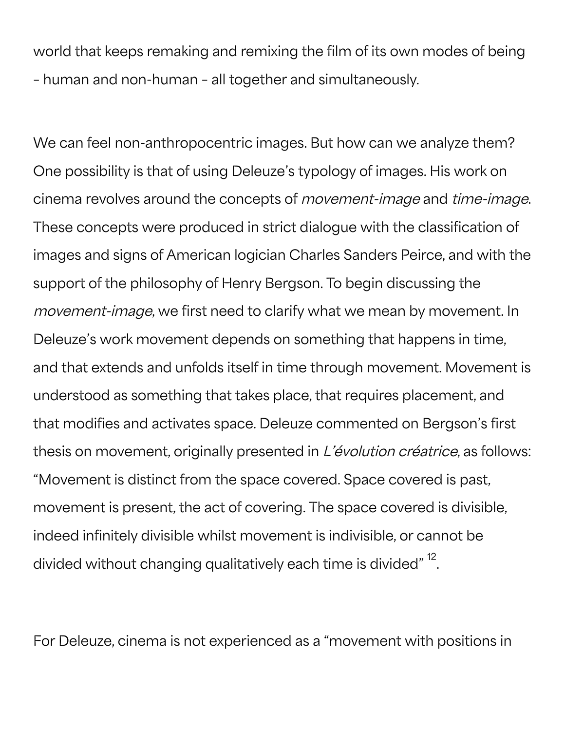world that keeps remaking and remixing the film of its own modes of being - human and non-human - all together and simultaneously.

We can feel non-anthropocentric images. But how can we analyze them? One possibility is that of using Deleuze's typology of images. His work on cinema revolves around the concepts of *movement-image* and *time-image*. These concepts were produced in strict dialogue with the classification of images and signs of American logician Charles Sanders Peirce, and with the support of the philosophy of Henry Bergson. To begin discussing the *movement-image*, we first need to clarify what we mean by movement. In Deleuze's work movement depends on something that happens in time, and that extends and unfolds itself in time through movement. Movement is understood as something that takes place, that requires placement, and that modifies and activates space. Deleuze commented on Bergson's first thesis on movement, originally presented in *L'évolution créatrice*, as follows: "Movement is distinct from the space covered. Space covered is past, movement is present, the act of covering. The space covered is divisible, indeed infinitely divisible whilst movement is indivisible, or cannot be divided without changing qualitatively each time is divided" [12].

For Deleuze, cinema is not experienced as a "movement with positions in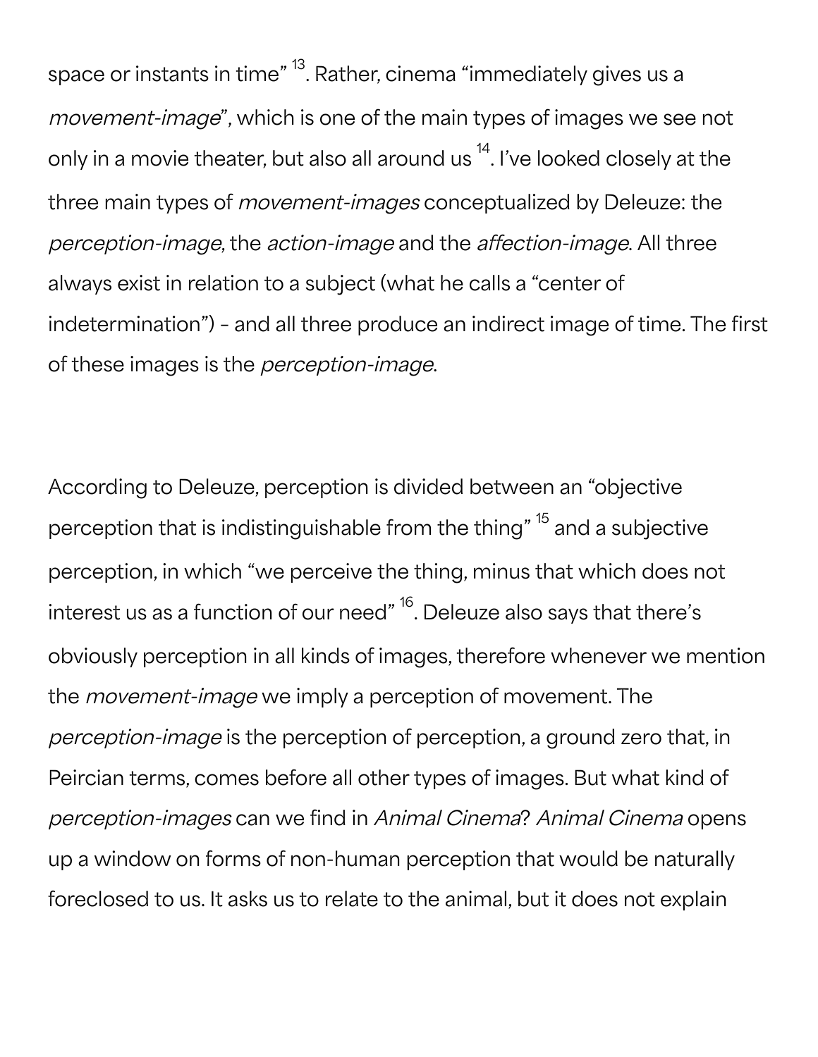space or instants in time" [13]. Rather, cinema "immediately gives us a *movement-image*", which is one of the main types of images we see not only in a movie theater, but also all around us [14]. I've looked closely at the three main types of *movement-images* conceptualized by Deleuze: the *perception-image*, the *action-image* and the *affection-image*. All three always exist in relation to a subject (what he calls a "center of indetermination") - and all three produce an indirect image of time. The first of these images is the *perception-image*.

According to Deleuze, perception is divided between an "objective perception that is indistinguishable from the thing" [15] and a subjective perception, in which "we perceive the thing, minus that which does not interest us as a function of our need" [16]. Deleuze also says that there's obviously perception in all kinds of images, therefore whenever we mention the *movement-image* we imply a perception of movement. The *perception-image* is the perception of perception, a ground zero that, in Peircian terms, comes before all other types of images. But what kind of *perception-images* can we find in *Animal Cinema*? *Animal Cinema* opens up a window on forms of non-human perception that would be naturally foreclosed to us. It asks us to relate to the animal, but it does not explain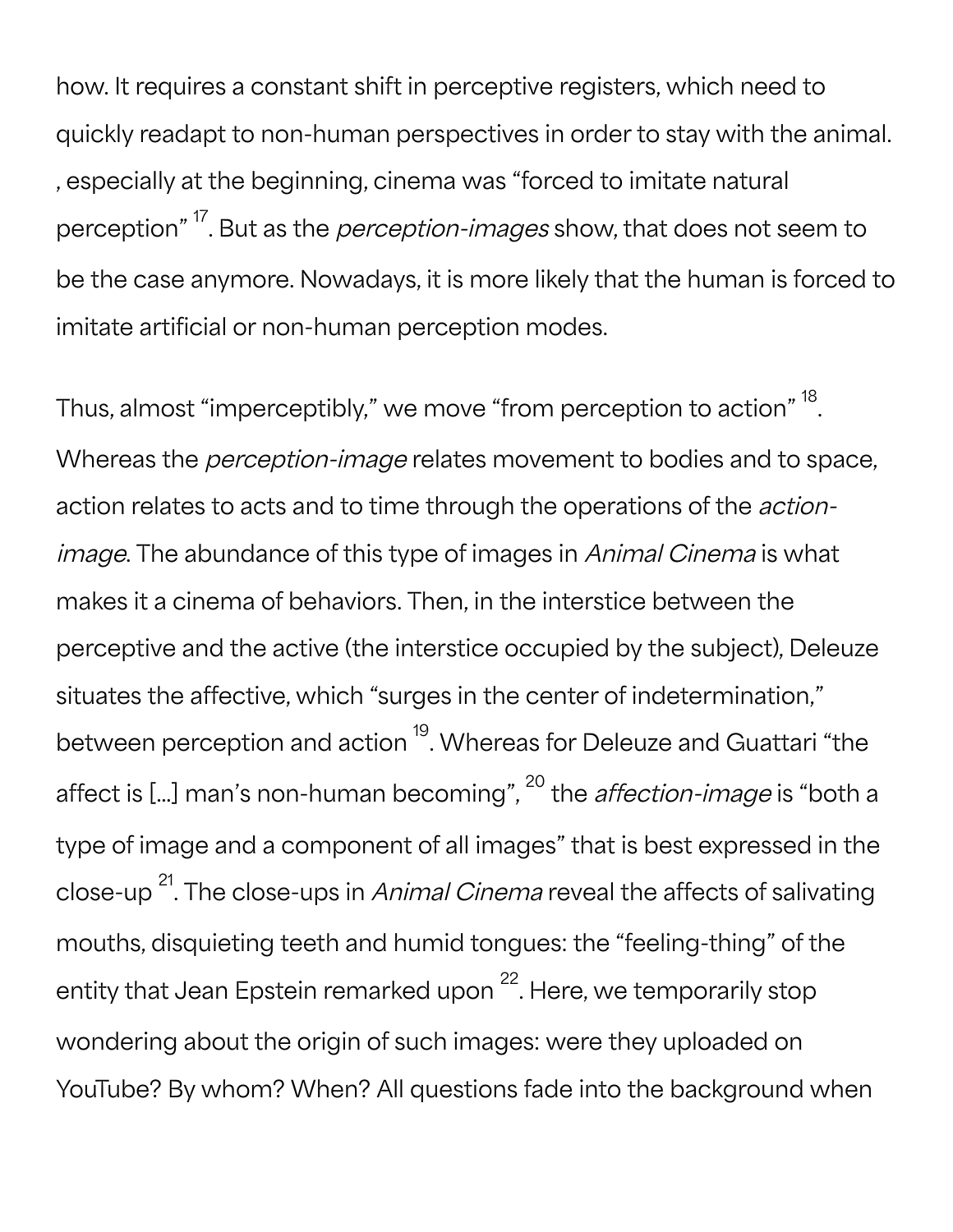how. It requires a constant shift in perceptive registers, which need to quickly readapt to non-human perspectives in order to stay with the animal. , especially at the beginning, cinema was “forced to imitate natural perception” [17]. But as the *perception-images* show, that does not seem to be the case anymore. Nowadays, it is more likely that the human is forced to imitate artificial or non-human perception modes.

Thus, almost “imperceptibly,” we move “from perception to action” [18]. Whereas the *perception-image* relates movement to bodies and to space, action relates to acts and to time through the operations of the *action-image*. The abundance of this type of images in *Animal Cinema* is what makes it a cinema of behaviors. Then, in the interstice between the perceptive and the active (the interstice occupied by the subject), Deleuze situates the affective, which “surges in the center of indetermination,” between perception and action [19]. Whereas for Deleuze and Guattari “the affect is [...] man’s non-human becoming”, [20] the *affection-image* is “both a type of image and a component of all images” that is best expressed in the close-up [21]. The close-ups in *Animal Cinema* reveal the affects of salivating mouths, disquieting teeth and humid tongues: the “feeling-thing” of the entity that Jean Epstein remarked upon [22]. Here, we temporarily stop wondering about the origin of such images: were they uploaded on YouTube? By whom? When? All questions fade into the background when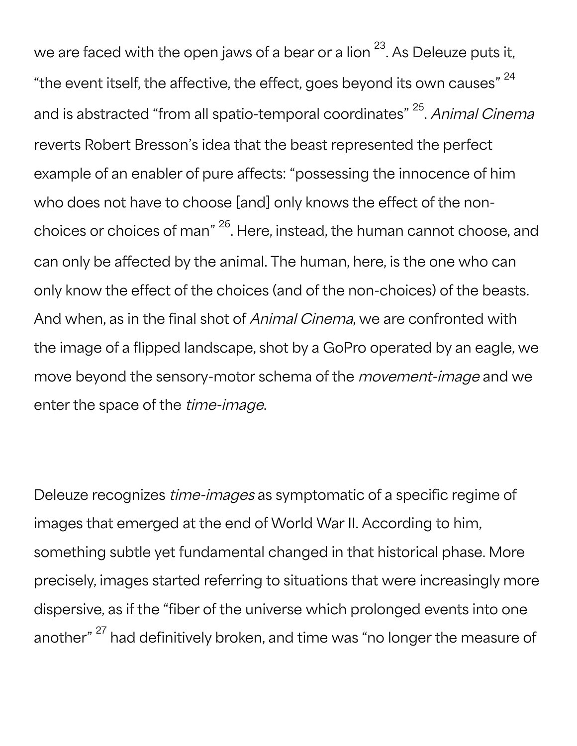we are faced with the open jaws of a bear or a lion [23]. As Deleuze puts it, “the event itself, the affective, the effect, goes beyond its own causes” [24] and is abstracted “from all spatio-temporal coordinates” [25]. *Animal Cinema* reverts Robert Bresson’s idea that the beast represented the perfect example of an enabler of pure affects: “possessing the innocence of him who does not have to choose [and] only knows the effect of the non-choices or choices of man” [26]. Here, instead, the human cannot choose, and can only be affected by the animal. The human, here, is the one who can only know the effect of the choices (and of the non-choices) of the beasts. And when, as in the final shot of *Animal Cinema*, we are confronted with the image of a flipped landscape, shot by a GoPro operated by an eagle, we move beyond the sensory-motor schema of the *movement-image* and we enter the space of the *time-image*.

Deleuze recognizes *time-images* as symptomatic of a specific regime of images that emerged at the end of World War II. According to him, something subtle yet fundamental changed in that historical phase. More precisely, images started referring to situations that were increasingly more dispersive, as if the “fiber of the universe which prolonged events into one another” [27] had definitively broken, and time was “no longer the measure of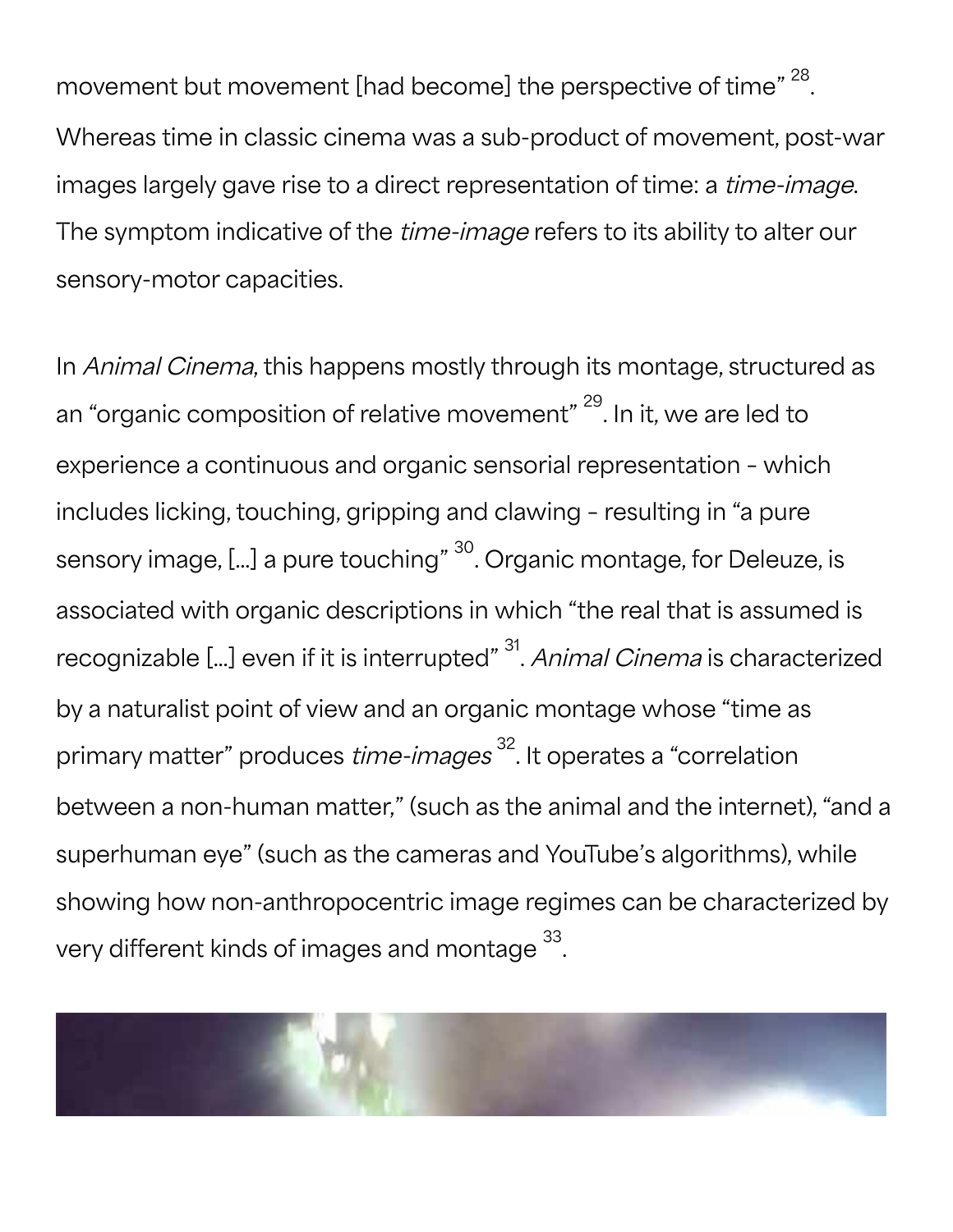movement but movement [had become] the perspective of time" [28]. Whereas time in classic cinema was a sub-product of movement, post-war images largely gave rise to a direct representation of time: a *time-image*. The symptom indicative of the *time-image* refers to its ability to alter our sensory-motor capacities.

In *Animal Cinema*, this happens mostly through its montage, structured as an "organic composition of relative movement" [29]. In it, we are led to experience a continuous and organic sensorial representation - which includes licking, touching, gripping and clawing - resulting in "a pure sensory image, [...] a pure touching" [30]. Organic montage, for Deleuze, is associated with organic descriptions in which "the real that is assumed is recognizable [...] even if it is interrupted" [31]. *Animal Cinema* is characterized by a naturalist point of view and an organic montage whose "time as primary matter" produces *time-images* [32]. It operates a "correlation between a non-human matter," (such as the animal and the internet), "and a superhuman eye" (such as the cameras and YouTube's algorithms), while showing how non-anthropocentric image regimes can be characterized by very different kinds of images and montage [33].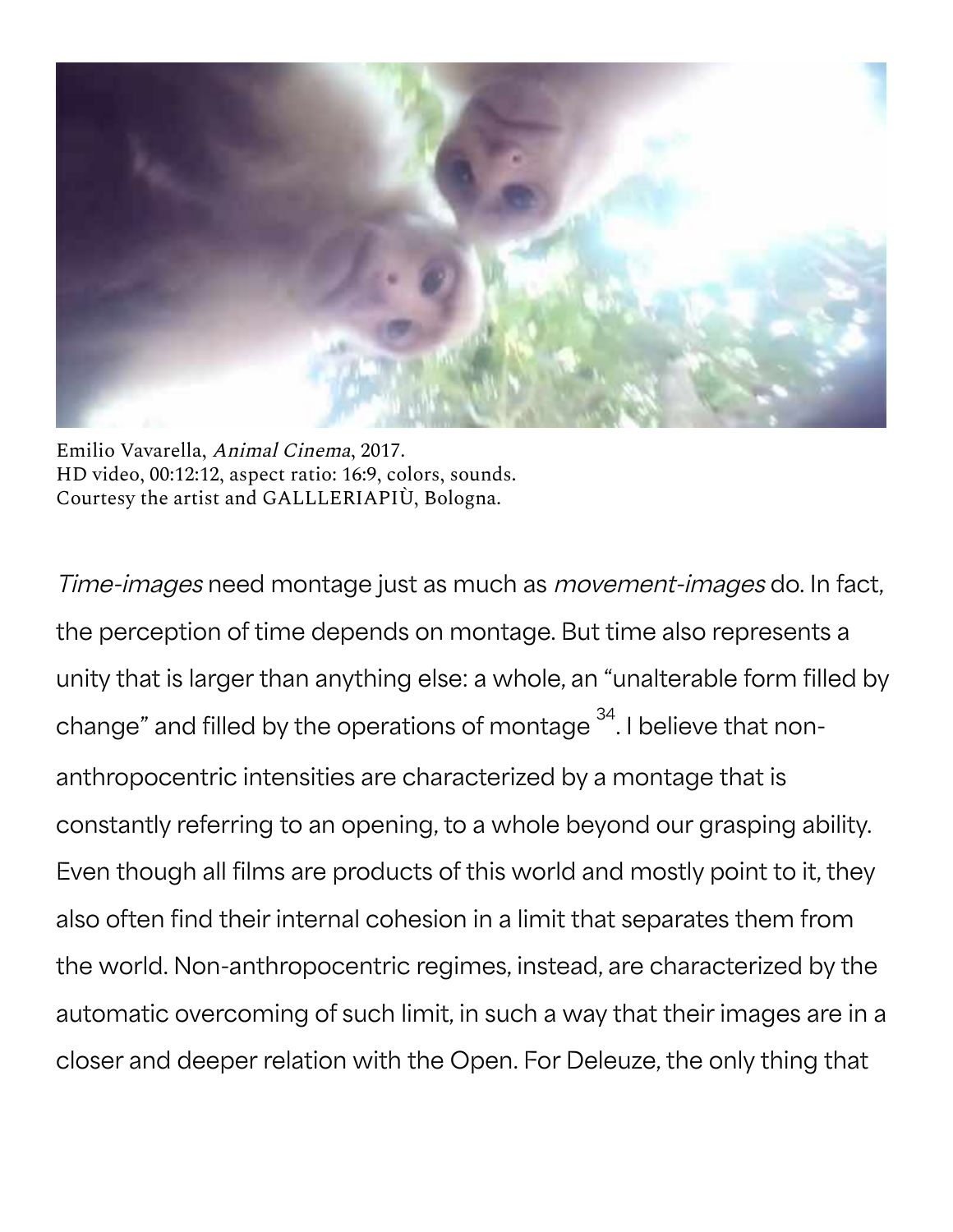Emilio Vavarella, *Animal Cinema*, 2017.
HD video, 00:12:12, aspect ratio: 16:9, colors, sounds.
Courtesy the artist and GALLLERIAPIÙ, Bologna.

*Time-images* need montage just as much as *movement-images* do. In fact, the perception of time depends on montage. But time also represents a unity that is larger than anything else: a whole, an "unalterable form filled by change" and filled by the operations of montage [34]. I believe that non-anthropocentric intensities are characterized by a montage that is constantly referring to an opening, to a whole beyond our grasping ability. Even though all films are products of this world and mostly point to it, they also often find their internal cohesion in a limit that separates them from the world. Non-anthropocentric regimes, instead, are characterized by the automatic overcoming of such limit, in such a way that their images are in a closer and deeper relation with the Open. For Deleuze, the only thing that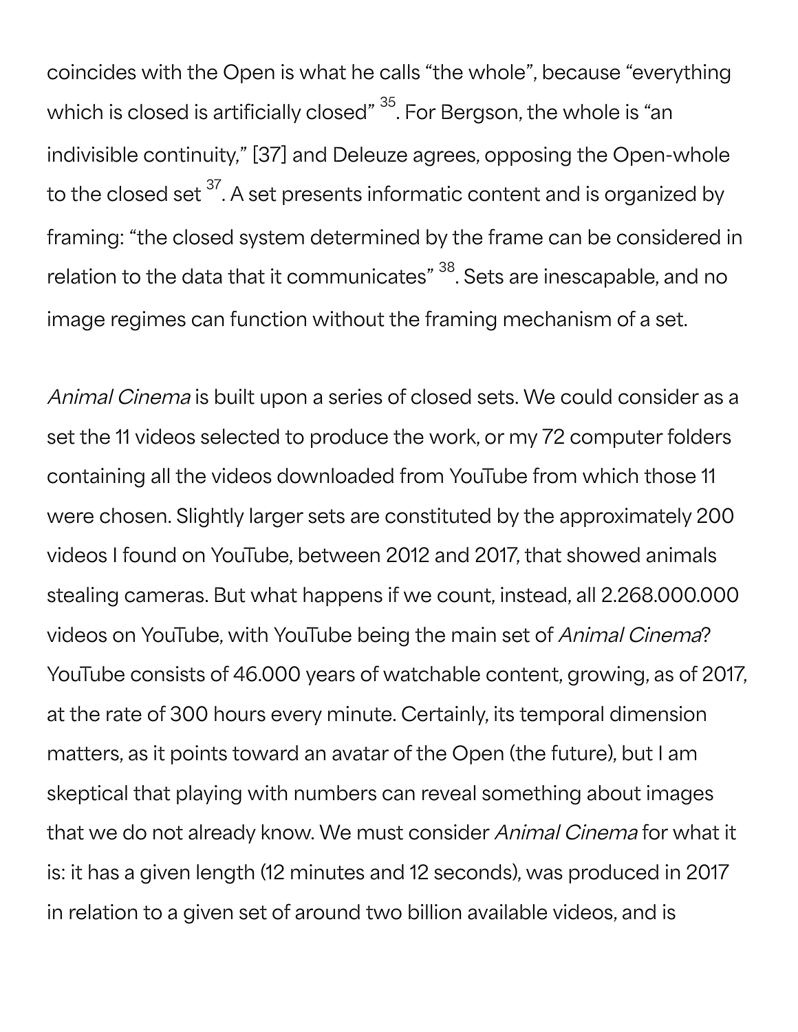coincides with the Open is what he calls "the whole", because "everything which is closed is artificially closed" [35]. For Bergson, the whole is "an indivisible continuity," [37] and Deleuze agrees, opposing the Open-whole to the closed set [37]. A set presents informatic content and is organized by framing: "the closed system determined by the frame can be considered in relation to the data that it communicates" [38]. Sets are inescapable, and no image regimes can function without the framing mechanism of a set.

*Animal Cinema* is built upon a series of closed sets. We could consider as a set the 11 videos selected to produce the work, or my 72 computer folders containing all the videos downloaded from YouTube from which those 11 were chosen. Slightly larger sets are constituted by the approximately 200 videos I found on YouTube, between 2012 and 2017, that showed animals stealing cameras. But what happens if we count, instead, all 2.268.000.000 videos on YouTube, with YouTube being the main set of *Animal Cinema*? YouTube consists of 46.000 years of watchable content, growing, as of 2017, at the rate of 300 hours every minute. Certainly, its temporal dimension matters, as it points toward an avatar of the Open (the future), but I am skeptical that playing with numbers can reveal something about images that we do not already know. We must consider *Animal Cinema* for what it is: it has a given length (12 minutes and 12 seconds), was produced in 2017 in relation to a given set of around two billion available videos, and is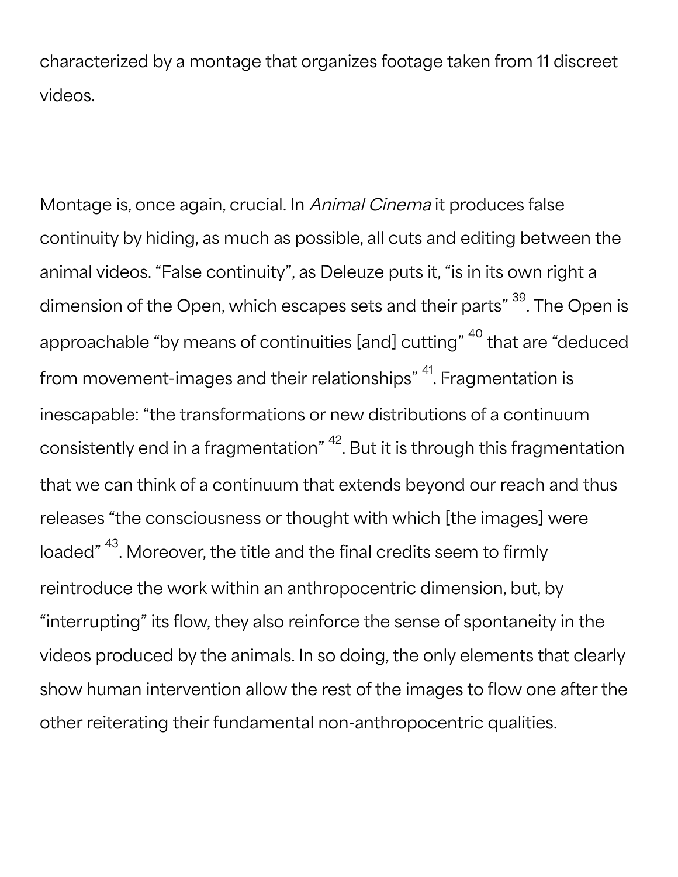characterized by a montage that organizes footage taken from 11 discreet videos.

Montage is, once again, crucial. In *Animal Cinema* it produces false continuity by hiding, as much as possible, all cuts and editing between the animal videos. “False continuity”, as Deleuze puts it, “is in its own right a dimension of the Open, which escapes sets and their parts” [39]. The Open is approachable “by means of continuities [and] cutting” [40] that are “deduced from movement-images and their relationships” [41]. Fragmentation is inescapable: “the transformations or new distributions of a continuum consistently end in a fragmentation” [42]. But it is through this fragmentation that we can think of a continuum that extends beyond our reach and thus releases “the consciousness or thought with which [the images] were loaded” [43]. Moreover, the title and the final credits seem to firmly reintroduce the work within an anthropocentric dimension, but, by “interrupting” its flow, they also reinforce the sense of spontaneity in the videos produced by the animals. In so doing, the only elements that clearly show human intervention allow the rest of the images to flow one after the other reiterating their fundamental non-anthropocentric qualities.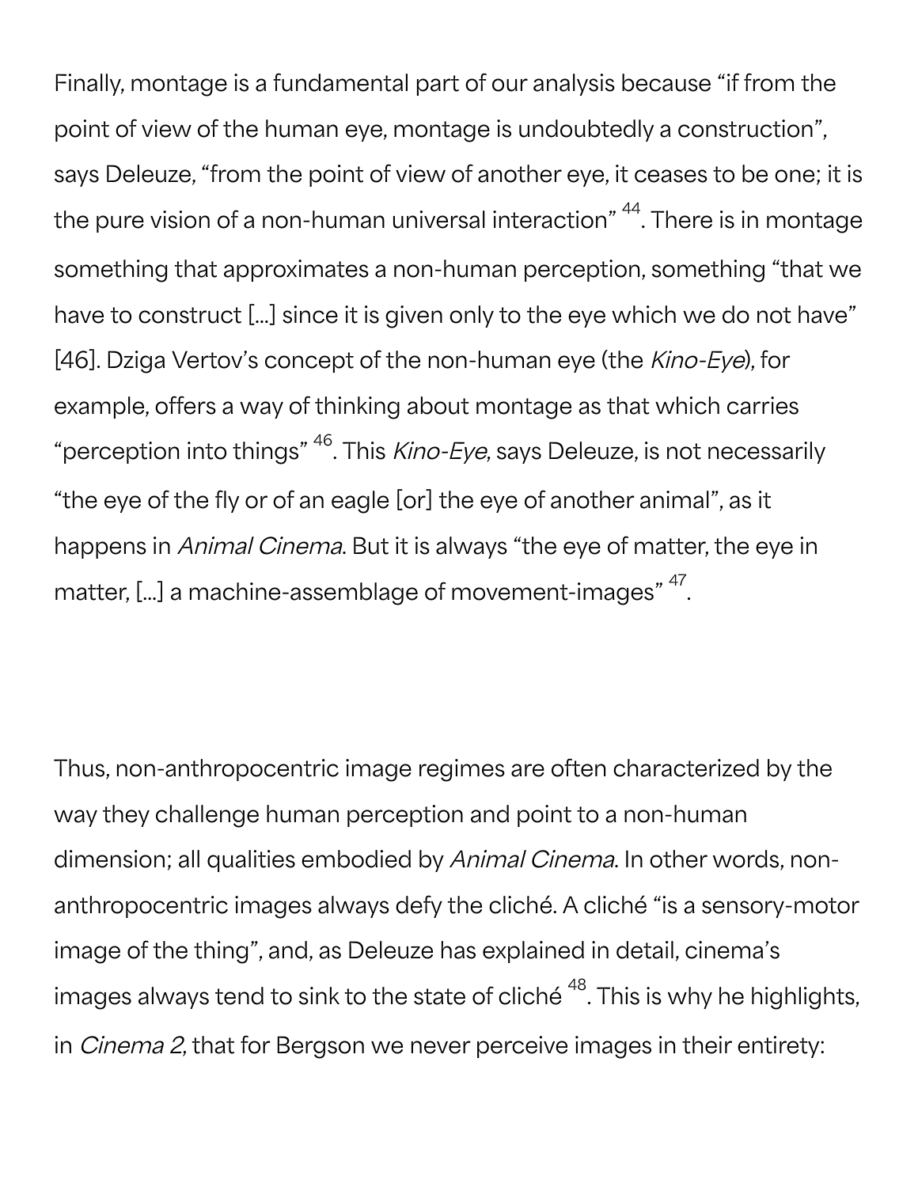Finally, montage is a fundamental part of our analysis because “if from the point of view of the human eye, montage is undoubtedly a construction”, says Deleuze, “from the point of view of another eye, it ceases to be one; it is the pure vision of a non-human universal interaction” [44]. There is in montage something that approximates a non-human perception, something “that we have to construct [...] since it is given only to the eye which we do not have” [46]. Dziga Vertov’s concept of the non-human eye (the *Kino-Eye*), for example, offers a way of thinking about montage as that which carries “perception into things” [46]. This *Kino-Eye*, says Deleuze, is not necessarily “the eye of the fly or of an eagle [or] the eye of another animal”, as it happens in *Animal Cinema*. But it is always “the eye of matter, the eye in matter, [...] a machine-assemblage of movement-images” [47].

Thus, non-anthropocentric image regimes are often characterized by the way they challenge human perception and point to a non-human dimension; all qualities embodied by *Animal Cinema*. In other words, non-anthropocentric images always defy the cliché. A cliché “is a sensory-motor image of the thing”, and, as Deleuze has explained in detail, cinema’s images always tend to sink to the state of cliché [48]. This is why he highlights, in *Cinema 2*, that for Bergson we never perceive images in their entirety: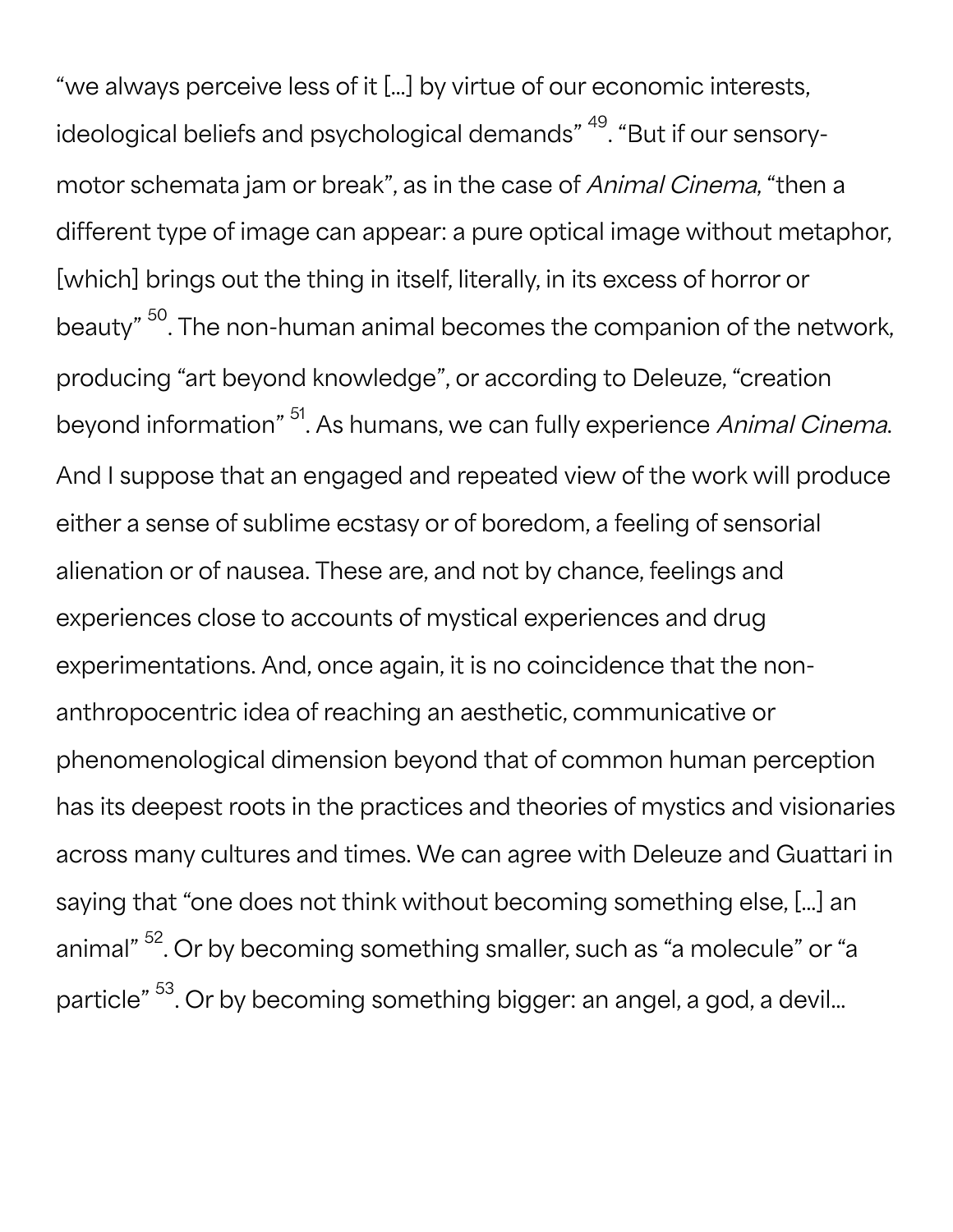“we always perceive less of it […] by virtue of our economic interests, ideological beliefs and psychological demands” [49]. “But if our sensory-motor schemata jam or break”, as in the case of *Animal Cinema*, “then a different type of image can appear: a pure optical image without metaphor, [which] brings out the thing in itself, literally, in its excess of horror or beauty” [50]. The non-human animal becomes the companion of the network, producing “art beyond knowledge”, or according to Deleuze, “creation beyond information” [51]. As humans, we can fully experience *Animal Cinema*. And I suppose that an engaged and repeated view of the work will produce either a sense of sublime ecstasy or of boredom, a feeling of sensorial alienation or of nausea. These are, and not by chance, feelings and experiences close to accounts of mystical experiences and drug experimentations. And, once again, it is no coincidence that the non-anthropocentric idea of reaching an aesthetic, communicative or phenomenological dimension beyond that of common human perception has its deepest roots in the practices and theories of mystics and visionaries across many cultures and times. We can agree with Deleuze and Guattari in saying that “one does not think without becoming something else, […] an animal” [52]. Or by becoming something smaller, such as “a molecule” or “a particle” [53]. Or by becoming something bigger: an angel, a god, a devil…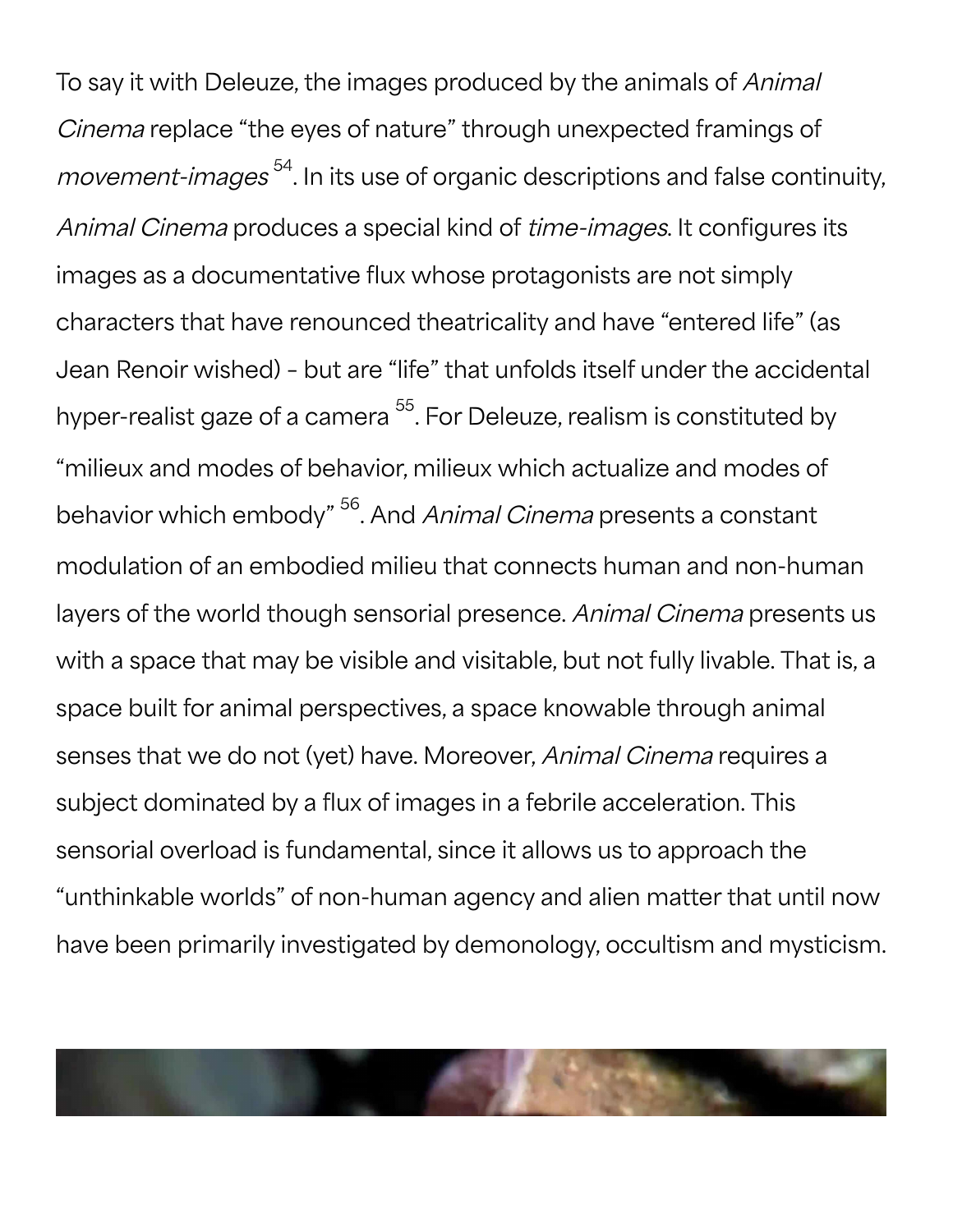To say it with Deleuze, the images produced by the animals of *Animal Cinema* replace "the eyes of nature" through unexpected framings of *movement-images* [54]. In its use of organic descriptions and false continuity, *Animal Cinema* produces a special kind of *time-images*. It configures its images as a documentative flux whose protagonists are not simply characters that have renounced theatricality and have "entered life" (as Jean Renoir wished) - but are "life" that unfolds itself under the accidental hyper-realist gaze of a camera [55]. For Deleuze, realism is constituted by "milieux and modes of behavior, milieux which actualize and modes of behavior which embody" [56]. And *Animal Cinema* presents a constant modulation of an embodied milieu that connects human and non-human layers of the world though sensorial presence. *Animal Cinema* presents us with a space that may be visible and visitable, but not fully livable. That is, a space built for animal perspectives, a space knowable through animal senses that we do not (yet) have. Moreover, *Animal Cinema* requires a subject dominated by a flux of images in a febrile acceleration. This sensorial overload is fundamental, since it allows us to approach the "unthinkable worlds" of non-human agency and alien matter that until now have been primarily investigated by demonology, occultism and mysticism.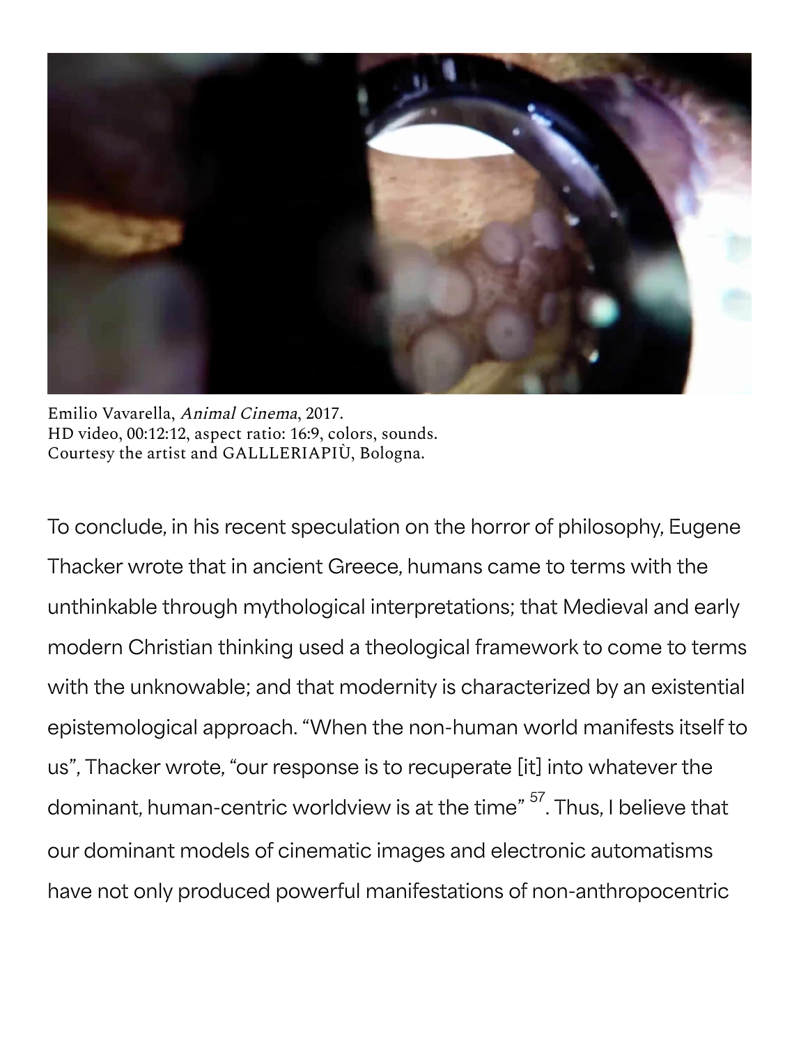Emilio Vavarella, *Animal Cinema*, 2017.
HD video, 00:12:12, aspect ratio: 16:9, colors, sounds.
Courtesy the artist and GALLLERIAPIÙ, Bologna.

To conclude, in his recent speculation on the horror of philosophy, Eugene Thacker wrote that in ancient Greece, humans came to terms with the unthinkable through mythological interpretations; that Medieval and early modern Christian thinking used a theological framework to come to terms with the unknowable; and that modernity is characterized by an existential epistemological approach. "When the non-human world manifests itself to us", Thacker wrote, "our response is to recuperate [it] into whatever the dominant, human-centric worldview is at the time" [57]. Thus, I believe that our dominant models of cinematic images and electronic automatisms have not only produced powerful manifestations of non-anthropocentric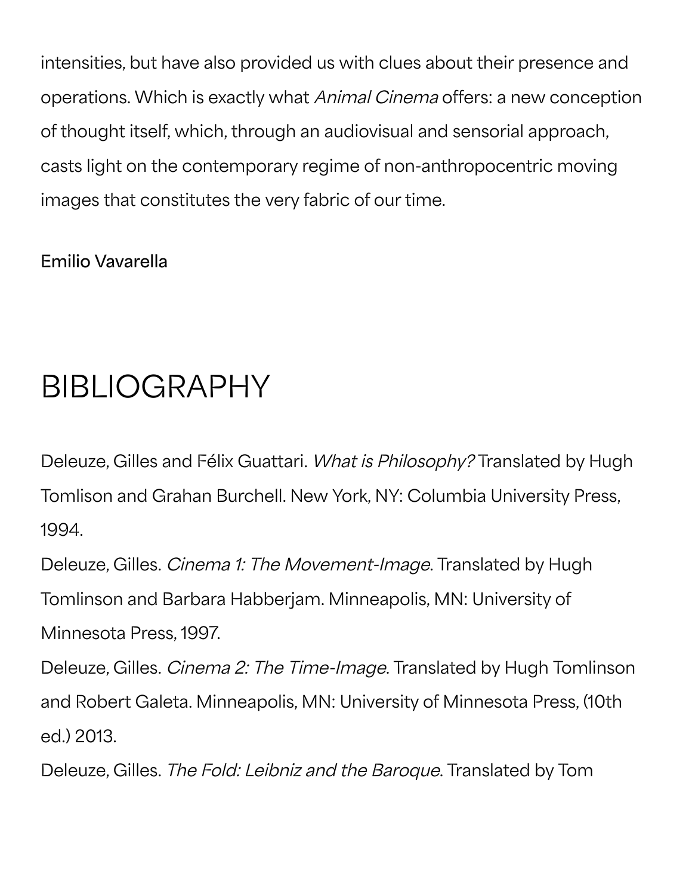intensities, but have also provided us with clues about their presence and operations. Which is exactly what *Animal Cinema* offers: a new conception of thought itself, which, through an audiovisual and sensorial approach, casts light on the contemporary regime of non-anthropocentric moving images that constitutes the very fabric of our time.

Emilio Vavarella

# BIBLIOGRAPHY

Deleuze, Gilles and Félix Guattari. *What is Philosophy?* Translated by Hugh Tomlison and Grahan Burchell. New York, NY: Columbia University Press, 1994.

Deleuze, Gilles. *Cinema 1: The Movement-Image*. Translated by Hugh Tomlinson and Barbara Habberjam. Minneapolis, MN: University of Minnesota Press, 1997.

Deleuze, Gilles. *Cinema 2: The Time-Image*. Translated by Hugh Tomlinson and Robert Galeta. Minneapolis, MN: University of Minnesota Press, (10th ed.) 2013.

Deleuze, Gilles. *The Fold: Leibniz and the Baroque*. Translated by Tom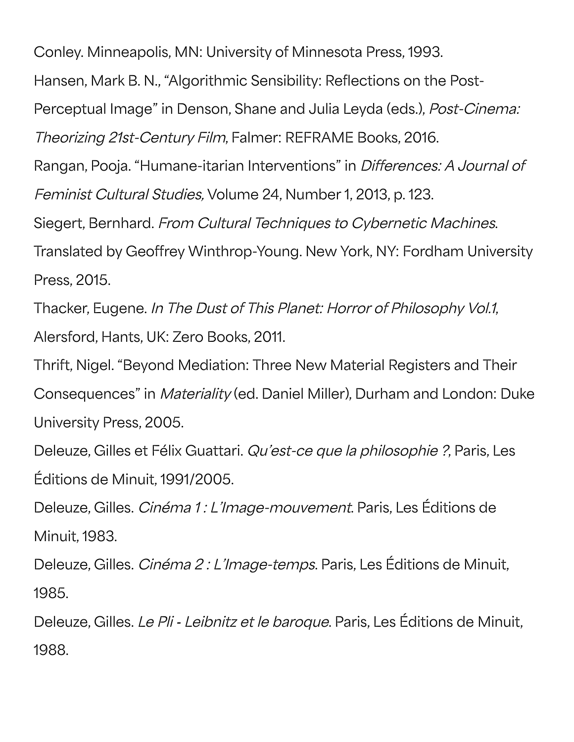Conley. Minneapolis, MN: University of Minnesota Press, 1993.

Hansen, Mark B. N., “Algorithmic Sensibility: Reflections on the Post-Perceptual Image” in Denson, Shane and Julia Leyda (eds.), *Post-Cinema: Theorizing 21st-Century Film*, Falmer: REFRAME Books, 2016.

Rangan, Pooja. “Humane-itarian Interventions” in *Differences: A Journal of Feminist Cultural Studies,* Volume 24, Number 1, 2013, p. 123.

Siegert, Bernhard. *From Cultural Techniques to Cybernetic Machines*. Translated by Geoffrey Winthrop-Young. New York, NY: Fordham University Press, 2015.

Thacker, Eugene. *In The Dust of This Planet: Horror of Philosophy Vol.1*, Alersford, Hants, UK: Zero Books, 2011.

Thrift, Nigel. “Beyond Mediation: Three New Material Registers and Their Consequences” in *Materiality* (ed. Daniel Miller), Durham and London: Duke University Press, 2005.

Deleuze, Gilles et Félix Guattari. *Qu’est-ce que la philosophie ?*, Paris, Les Éditions de Minuit, 1991/2005.

Deleuze, Gilles. *Cinéma 1 : L’Image-mouvement*. Paris, Les Éditions de Minuit, 1983.

Deleuze, Gilles. *Cinéma 2 : L’Image-temps*. Paris, Les Éditions de Minuit, 1985.

Deleuze, Gilles. *Le Pli - Leibnitz et le baroque*. Paris, Les Éditions de Minuit, 1988.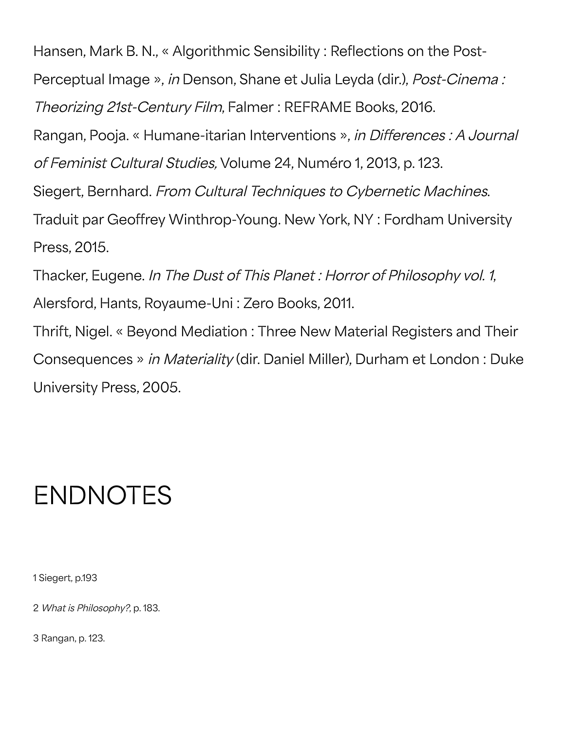Hansen, Mark B. N., « Algorithmic Sensibility : Reflections on the Post-Perceptual Image », *in* Denson, Shane et Julia Leyda (dir.), *Post-Cinema : Theorizing 21st-Century Film*, Falmer : REFRAME Books, 2016.

Rangan, Pooja. « Humane-itarian Interventions », *in Differences : A Journal of Feminist Cultural Studies,* Volume 24, Numéro 1, 2013, p. 123.

Siegert, Bernhard. *From Cultural Techniques to Cybernetic Machines*. Traduit par Geoffrey Winthrop-Young. New York, NY : Fordham University Press, 2015.

Thacker, Eugene. *In The Dust of This Planet : Horror of Philosophy vol. 1*, Alersford, Hants, Royaume-Uni : Zero Books, 2011.

Thrift, Nigel. « Beyond Mediation : Three New Material Registers and Their Consequences » *in Materiality* (dir. Daniel Miller), Durham et London : Duke University Press, 2005.

# ENDNOTES

1 Siegert, p.193

2 *What is Philosophy?*, p. 183.

3 Rangan, p. 123.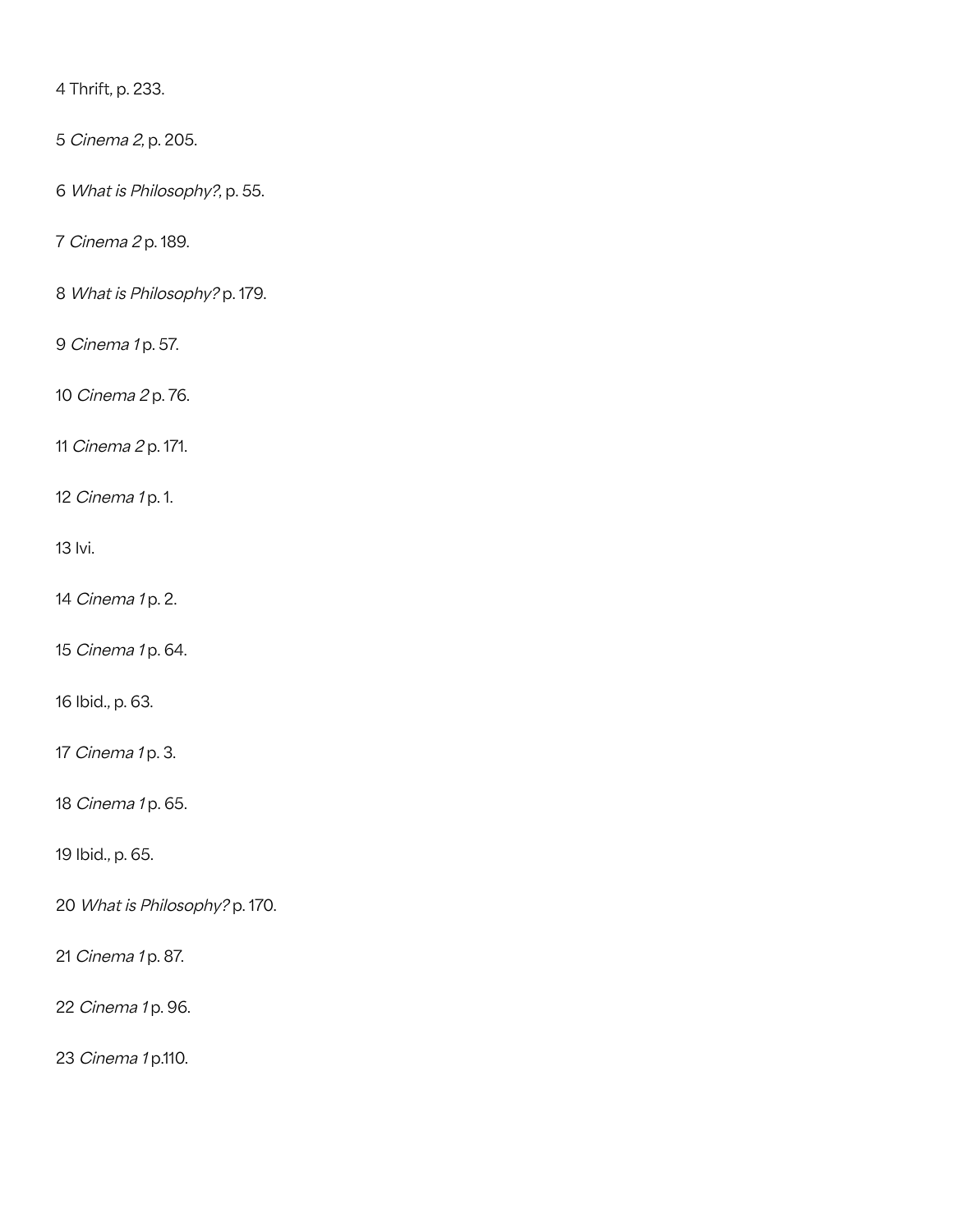4 Thrift, p. 233.

5 *Cinema 2,* p. 205.

6 *What is Philosophy?*, p. 55.

7 *Cinema 2* p. 189.

8 *What is Philosophy?* p. 179.

9 *Cinema 1* p. 57.

10 *Cinema 2* p. 76.

11 *Cinema 2* p. 171.

12 *Cinema 1* p. 1.

13 Ivi.

14 *Cinema 1* p. 2.

15 *Cinema 1* p. 64.

16 Ibid., p. 63.

17 *Cinema 1* p. 3.

18 *Cinema 1* p. 65.

19 Ibid., p. 65.

20 *What is Philosophy?* p. 170.

21 *Cinema 1* p. 87.

22 *Cinema 1* p. 96.

23 *Cinema 1* p.110.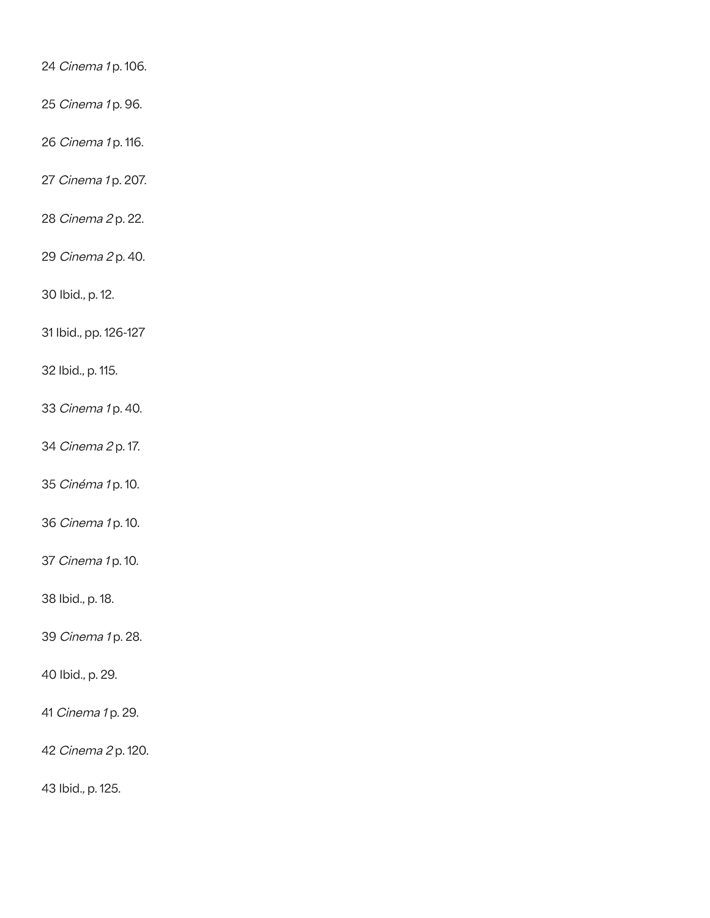24 *Cinema 1* p. 106.

25 *Cinema 1* p. 96.

26 *Cinema 1* p. 116.

27 *Cinema 1* p. 207.

28 *Cinema 2* p. 22.

29 *Cinema 2* p. 40.

30 Ibid., p. 12.

31 Ibid., pp. 126-127

32 Ibid., p. 115.

33 *Cinema 1* p. 40.

34 *Cinema 2* p. 17.

35 *Cinéma 1* p. 10.

36 *Cinema 1* p. 10.

37 *Cinema 1* p. 10.

38 Ibid., p. 18.

39 *Cinema 1* p. 28.

40 Ibid., p. 29.

41 *Cinema 1* p. 29.

42 *Cinema 2* p. 120.

43 Ibid., p. 125.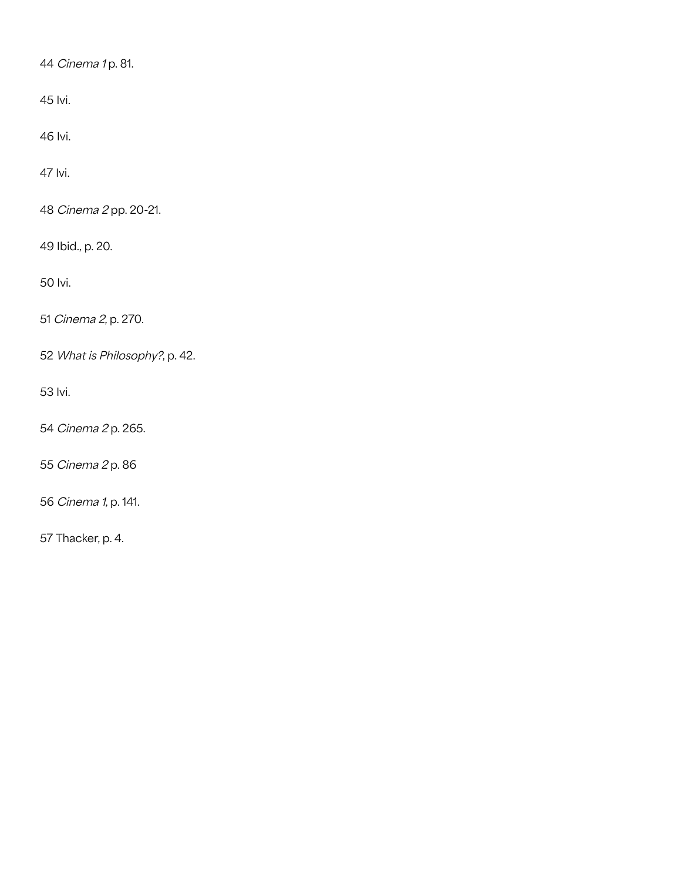44 *Cinema 1* p. 81.

45 Ivi.

46 Ivi.

47 Ivi.

48 *Cinema 2* pp. 20-21.

49 Ibid., p. 20.

50 Ivi.

51 *Cinema 2,* p. 270.

52 *What is Philosophy?*, p. 42.

53 Ivi.

54 *Cinema 2* p. 265.

55 *Cinema 2* p. 86

56 *Cinema 1,* p. 141.

57 Thacker, p. 4.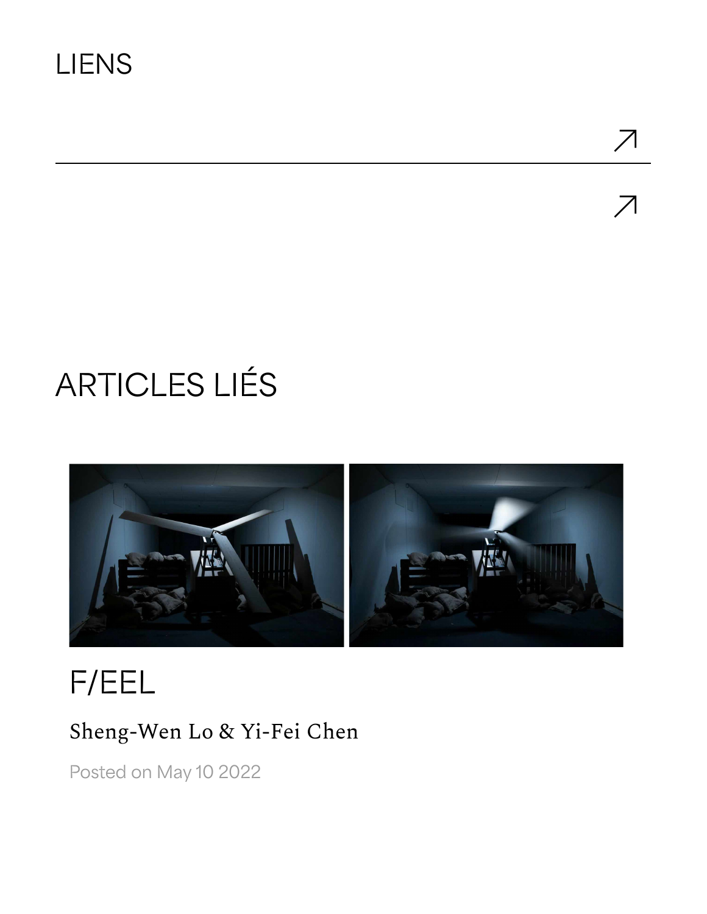# LIENS

↗

↗

# ARTICLES LIÉS

## F/EEL

Sheng-Wen Lo & Yi-Fei Chen

Posted on May 10 2022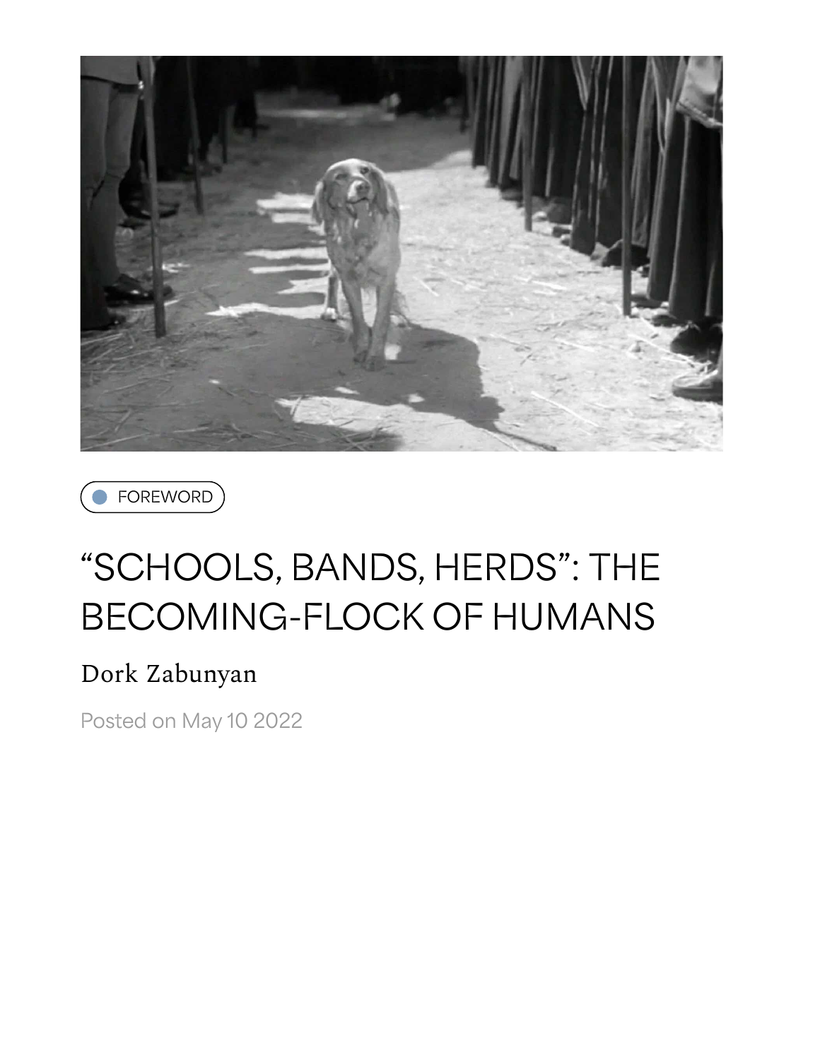FOREWORD

# “SCHOOLS, BANDS, HERDS”: THE BECOMING-FLOCK OF HUMANS

Dork Zabunyan

Posted on May 10 2022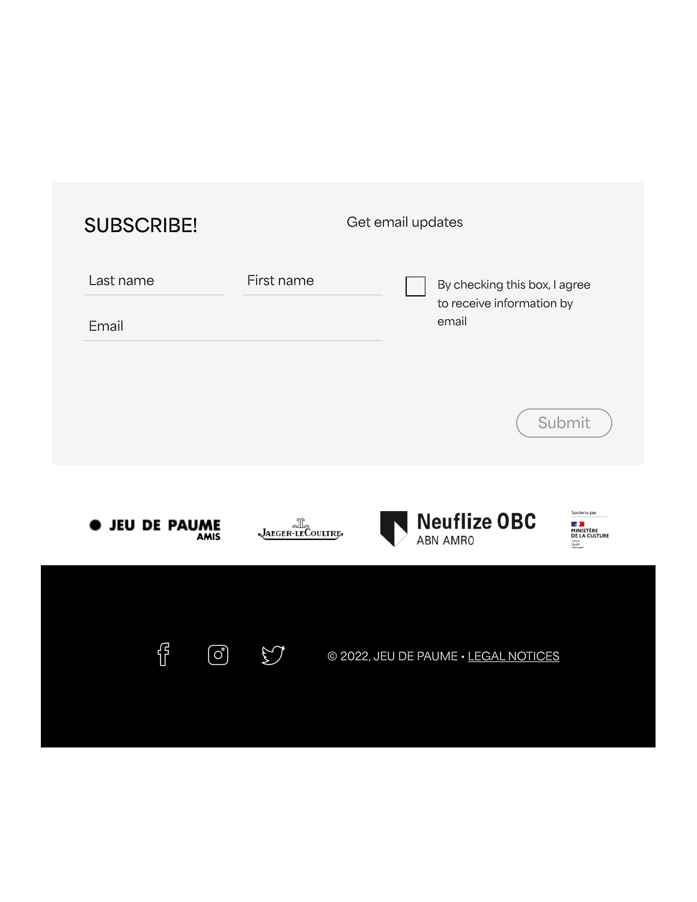## SUBSCRIBE!

Get email updates

Last name

First name

Email

By checking this box, I agree to receive information by email

Submit

© 2022, JEU DE PAUME • LEGAL NOTICES